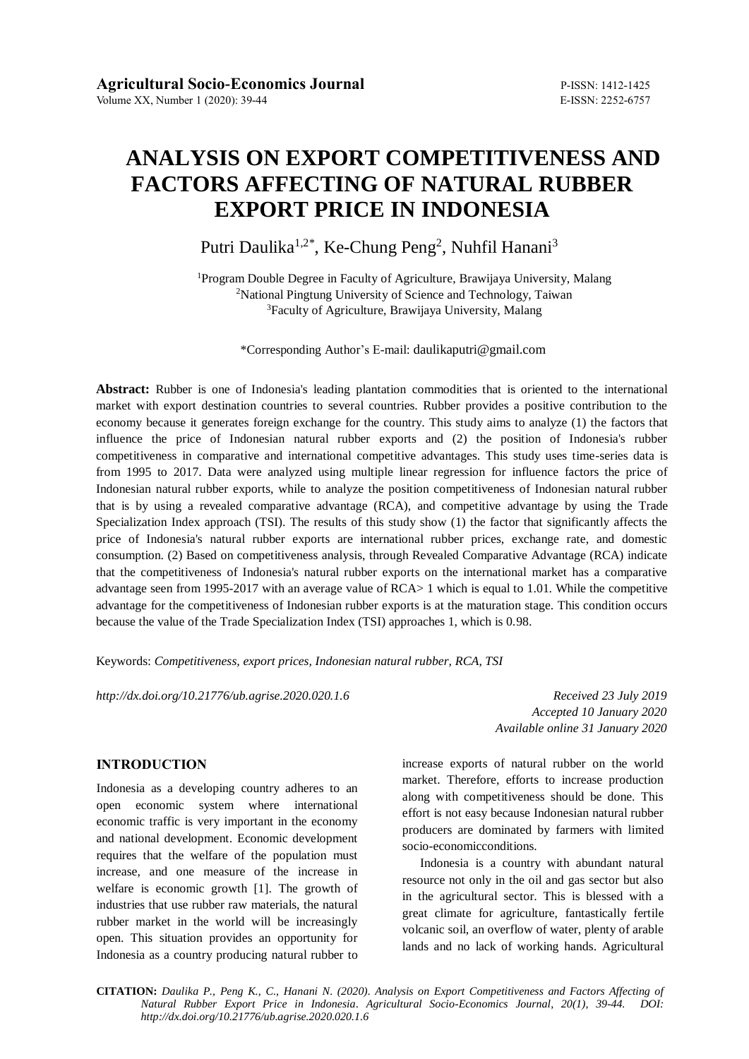# ANALYSIS ON EXPORT COMPETITIVENESS AND FACTORS AFFECTING OF NATURAL RUBBER EXPORT PRICE IN INDONESIA

Putri Daulika[1,2*], Ke-Chung Peng[2], Nuhfil Hanani[3]

[1]Program Double Degree in Faculty of Agriculture, Brawijaya University, Malang
[2]National Pingtung University of Science and Technology, Taiwan
[3]Faculty of Agriculture, Brawijaya University, Malang

*Corresponding Author's E-mail: daulikaputri@gmail.com

**Abstract:** Rubber is one of Indonesia's leading plantation commodities that is oriented to the international market with export destination countries to several countries. Rubber provides a positive contribution to the economy because it generates foreign exchange for the country. This study aims to analyze (1) the factors that influence the price of Indonesian natural rubber exports and (2) the position of Indonesia's rubber competitiveness in comparative and international competitive advantages. This study uses time-series data is from 1995 to 2017. Data were analyzed using multiple linear regression for influence factors the price of Indonesian natural rubber exports, while to analyze the position competitiveness of Indonesian natural rubber that is by using a revealed comparative advantage (RCA), and competitive advantage by using the Trade Specialization Index approach (TSI). The results of this study show (1) the factor that significantly affects the price of Indonesia's natural rubber exports are international rubber prices, exchange rate, and domestic consumption. (2) Based on competitiveness analysis, through Revealed Comparative Advantage (RCA) indicate that the competitiveness of Indonesia's natural rubber exports on the international market has a comparative advantage seen from 1995-2017 with an average value of RCA> 1 which is equal to 1.01. While the competitive advantage for the competitiveness of Indonesian rubber exports is at the maturation stage. This condition occurs because the value of the Trade Specialization Index (TSI) approaches 1, which is 0.98.

Keywords: *Competitiveness, export prices, Indonesian natural rubber, RCA, TSI*

*http://dx.doi.org/10.21776/ub.agrise.2020.020.1.6*

*Received 23 July 2019*
*Accepted 10 January 2020*
*Available online 31 January 2020*

## INTRODUCTION

Indonesia as a developing country adheres to an open economic system where international economic traffic is very important in the economy and national development. Economic development requires that the welfare of the population must increase, and one measure of the increase in welfare is economic growth [1]. The growth of industries that use rubber raw materials, the natural rubber market in the world will be increasingly open. This situation provides an opportunity for Indonesia as a country producing natural rubber to increase exports of natural rubber on the world market. Therefore, efforts to increase production along with competitiveness should be done. This effort is not easy because Indonesian natural rubber producers are dominated by farmers with limited socio-economicconditions.

Indonesia is a country with abundant natural resource not only in the oil and gas sector but also in the agricultural sector. This is blessed with a great climate for agriculture, fantastically fertile volcanic soil, an overflow of water, plenty of arable lands and no lack of working hands. Agricultural

**CITATION:** *Daulika P., Peng K., C., Hanani N. (2020). Analysis on Export Competitiveness and Factors Affecting of Natural Rubber Export Price in Indonesia. Agricultural Socio-Economics Journal, 20(1), 39-44. DOI: http://dx.doi.org/10.21776/ub.agrise.2020.020.1.6*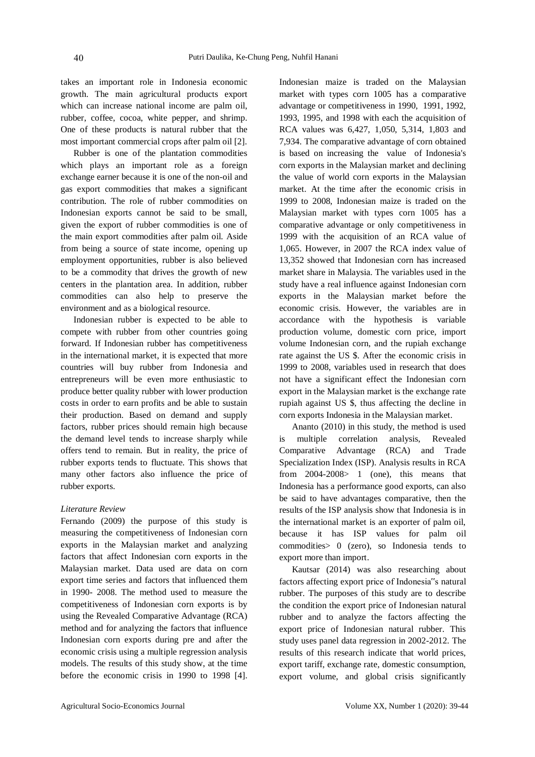takes an important role in Indonesia economic growth. The main agricultural products export which can increase national income are palm oil, rubber, coffee, cocoa, white pepper, and shrimp. One of these products is natural rubber that the most important commercial crops after palm oil [2].

Rubber is one of the plantation commodities which plays an important role as a foreign exchange earner because it is one of the non-oil and gas export commodities that makes a significant contribution. The role of rubber commodities on Indonesian exports cannot be said to be small, given the export of rubber commodities is one of the main export commodities after palm oil. Aside from being a source of state income, opening up employment opportunities, rubber is also believed to be a commodity that drives the growth of new centers in the plantation area. In addition, rubber commodities can also help to preserve the environment and as a biological resource.

Indonesian rubber is expected to be able to compete with rubber from other countries going forward. If Indonesian rubber has competitiveness in the international market, it is expected that more countries will buy rubber from Indonesia and entrepreneurs will be even more enthusiastic to produce better quality rubber with lower production costs in order to earn profits and be able to sustain their production. Based on demand and supply factors, rubber prices should remain high because the demand level tends to increase sharply while offers tend to remain. But in reality, the price of rubber exports tends to fluctuate. This shows that many other factors also influence the price of rubber exports.

*Literature Review*

Fernando (2009) the purpose of this study is measuring the competitiveness of Indonesian corn exports in the Malaysian market and analyzing factors that affect Indonesian corn exports in the Malaysian market. Data used are data on corn export time series and factors that influenced them in 1990- 2008. The method used to measure the competitiveness of Indonesian corn exports is by using the Revealed Comparative Advantage (RCA) method and for analyzing the factors that influence Indonesian corn exports during pre and after the economic crisis using a multiple regression analysis models. The results of this study show, at the time before the economic crisis in 1990 to 1998 [4]. Indonesian maize is traded on the Malaysian market with types corn 1005 has a comparative advantage or competitiveness in 1990, 1991, 1992, 1993, 1995, and 1998 with each the acquisition of RCA values was 6,427, 1,050, 5,314, 1,803 and 7,934. The comparative advantage of corn obtained is based on increasing the value of Indonesia's corn exports in the Malaysian market and declining the value of world corn exports in the Malaysian market. At the time after the economic crisis in 1999 to 2008, Indonesian maize is traded on the Malaysian market with types corn 1005 has a comparative advantage or only competitiveness in 1999 with the acquisition of an RCA value of 1,065. However, in 2007 the RCA index value of 13,352 showed that Indonesian corn has increased market share in Malaysia. The variables used in the study have a real influence against Indonesian corn exports in the Malaysian market before the economic crisis. However, the variables are in accordance with the hypothesis is variable production volume, domestic corn price, import volume Indonesian corn, and the rupiah exchange rate against the US $. After the economic crisis in 1999 to 2008, variables used in research that does not have a significant effect the Indonesian corn export in the Malaysian market is the exchange rate rupiah against US $, thus affecting the decline in corn exports Indonesia in the Malaysian market.

Ananto (2010) in this study, the method is used is multiple correlation analysis, Revealed Comparative Advantage (RCA) and Trade Specialization Index (ISP). Analysis results in RCA from 2004-2008> 1 (one), this means that Indonesia has a performance good exports, can also be said to have advantages comparative, then the results of the ISP analysis show that Indonesia is in the international market is an exporter of palm oil, because it has ISP values for palm oil commodities> 0 (zero), so Indonesia tends to export more than import.

Kautsar (2014) was also researching about factors affecting export price of Indonesia"s natural rubber. The purposes of this study are to describe the condition the export price of Indonesian natural rubber and to analyze the factors affecting the export price of Indonesian natural rubber. This study uses panel data regression in 2002-2012. The results of this research indicate that world prices, export tariff, exchange rate, domestic consumption, export volume, and global crisis significantly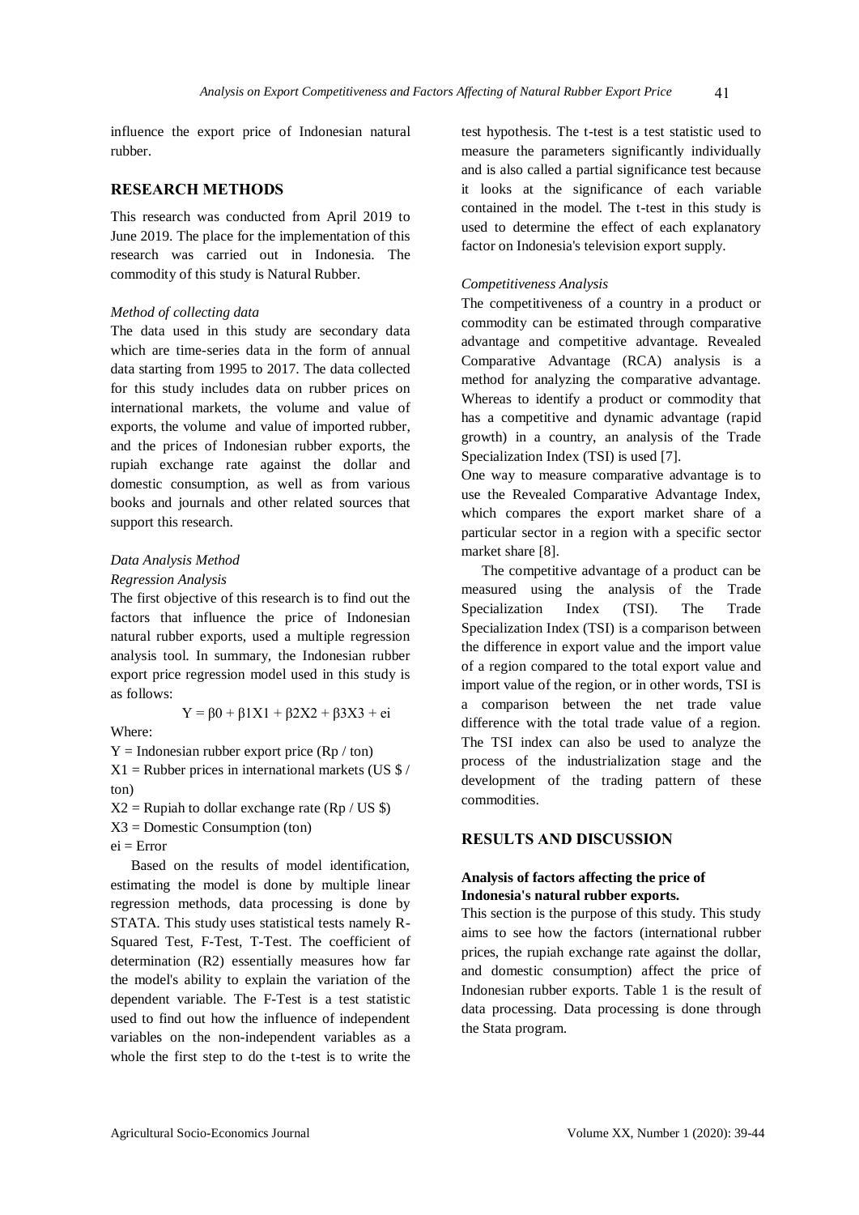influence the export price of Indonesian natural rubber.

## RESEARCH METHODS

This research was conducted from April 2019 to June 2019. The place for the implementation of this research was carried out in Indonesia. The commodity of this study is Natural Rubber.

### *Method of collecting data*

The data used in this study are secondary data which are time-series data in the form of annual data starting from 1995 to 2017. The data collected for this study includes data on rubber prices on international markets, the volume and value of exports, the volume and value of imported rubber, and the prices of Indonesian rubber exports, the rupiah exchange rate against the dollar and domestic consumption, as well as from various books and journals and other related sources that support this research.

### *Data Analysis Method*

#### *Regression Analysis*

The first objective of this research is to find out the factors that influence the price of Indonesian natural rubber exports, used a multiple regression analysis tool. In summary, the Indonesian rubber export price regression model used in this study is as follows:

$$Y = \beta 0 + \beta 1X1 + \beta 2X2 + \beta 3X3 + ei$$

Where:

Y = Indonesian rubber export price (Rp / ton)
X1 = Rubber prices in international markets (US $ / ton)
X2 = Rupiah to dollar exchange rate (Rp / US $)
X3 = Domestic Consumption (ton)
ei = Error

Based on the results of model identification, estimating the model is done by multiple linear regression methods, data processing is done by STATA. This study uses statistical tests namely R-Squared Test, F-Test, T-Test. The coefficient of determination (R2) essentially measures how far the model's ability to explain the variation of the dependent variable. The F-Test is a test statistic used to find out how the influence of independent variables on the non-independent variables as a whole the first step to do the t-test is to write the test hypothesis. The t-test is a test statistic used to measure the parameters significantly individually and is also called a partial significance test because it looks at the significance of each variable contained in the model. The t-test in this study is used to determine the effect of each explanatory factor on Indonesia's television export supply.

#### *Competitiveness Analysis*

The competitiveness of a country in a product or commodity can be estimated through comparative advantage and competitive advantage. Revealed Comparative Advantage (RCA) analysis is a method for analyzing the comparative advantage. Whereas to identify a product or commodity that has a competitive and dynamic advantage (rapid growth) in a country, an analysis of the Trade Specialization Index (TSI) is used [7].

One way to measure comparative advantage is to use the Revealed Comparative Advantage Index, which compares the export market share of a particular sector in a region with a specific sector market share [8].

The competitive advantage of a product can be measured using the analysis of the Trade Specialization Index (TSI). The Trade Specialization Index (TSI) is a comparison between the difference in export value and the import value of a region compared to the total export value and import value of the region, or in other words, TSI is a comparison between the net trade value difference with the total trade value of a region. The TSI index can also be used to analyze the process of the industrialization stage and the development of the trading pattern of these commodities.

## RESULTS AND DISCUSSION

### **Analysis of factors affecting the price of Indonesia's natural rubber exports.**

This section is the purpose of this study. This study aims to see how the factors (international rubber prices, the rupiah exchange rate against the dollar, and domestic consumption) affect the price of Indonesian rubber exports. Table 1 is the result of data processing. Data processing is done through the Stata program.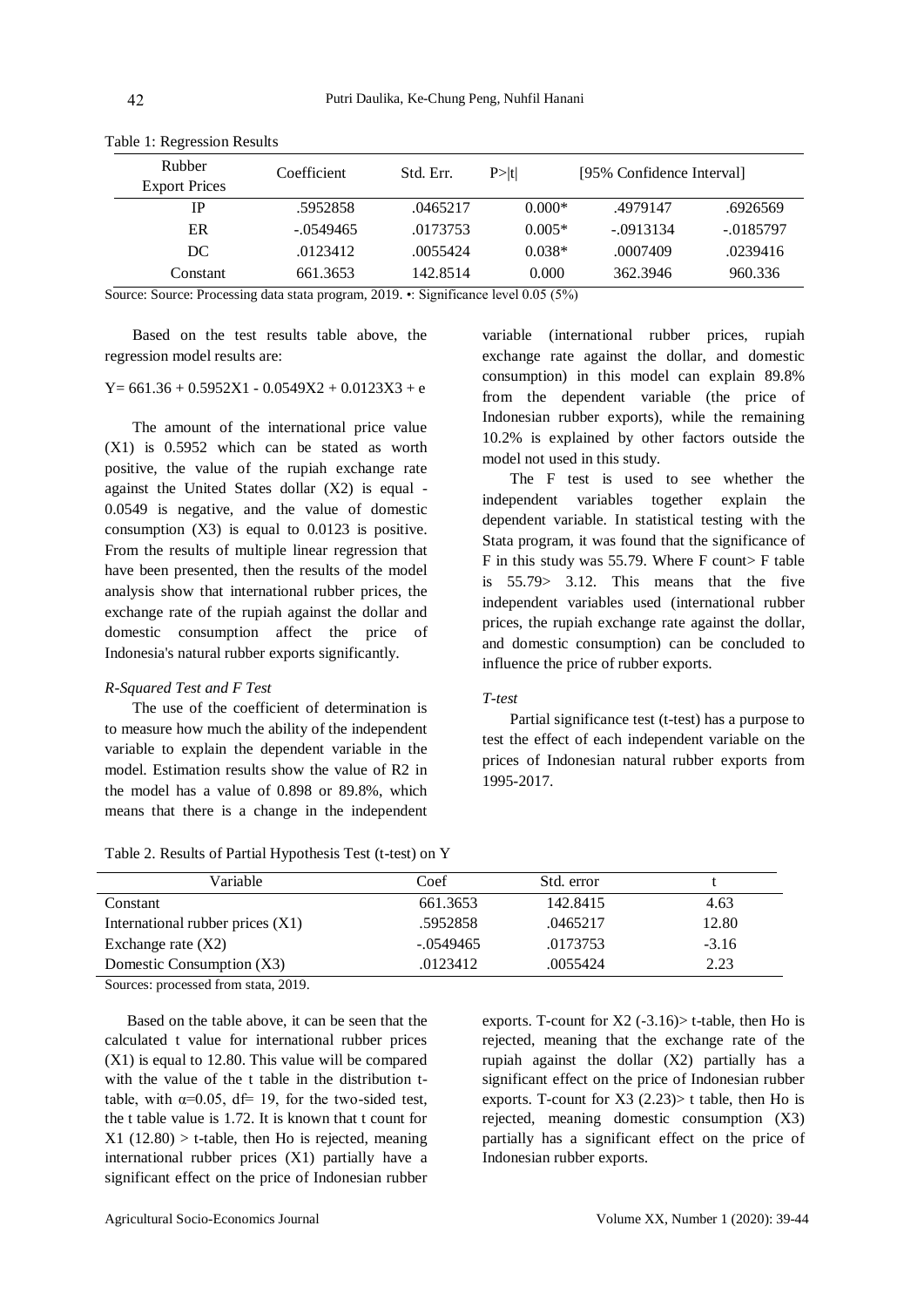Table 1: Regression Results

| Rubber Export Prices | Coefficient | Std. Err. | P>\|t\| | [95% Confidence Interval] | |
|---|---|---|---|---|---|
| IP | .5952858 | .0465217 | 0.000* | .4979147 | .6926569 |
| ER | -.0549465 | .0173753 | 0.005* | -.0913134 | -.0185797 |
| DC | .0123412 | .0055424 | 0.038* | .0007409 | .0239416 |
| Constant | 661.3653 | 142.8514 | 0.000 | 362.3946 | 960.336 |

Source: Source: Processing data stata program, 2019. •: Significance level 0.05 (5%)

Based on the test results table above, the regression model results are:

$$Y = 661.36 + 0.5952X1 - 0.0549X2 + 0.0123X3 + e$$

The amount of the international price value (X1) is 0.5952 which can be stated as worth positive, the value of the rupiah exchange rate against the United States dollar (X2) is equal -0.0549 is negative, and the value of domestic consumption (X3) is equal to 0.0123 is positive. From the results of multiple linear regression that have been presented, then the results of the model analysis show that international rubber prices, the exchange rate of the rupiah against the dollar and domestic consumption affect the price of Indonesia's natural rubber exports significantly.

*R-Squared Test and F Test*

The use of the coefficient of determination is to measure how much the ability of the independent variable to explain the dependent variable in the model. Estimation results show the value of R2 in the model has a value of 0.898 or 89.8%, which means that there is a change in the independent variable (international rubber prices, rupiah exchange rate against the dollar, and domestic consumption) in this model can explain 89.8% from the dependent variable (the price of Indonesian rubber exports), while the remaining 10.2% is explained by other factors outside the model not used in this study.

The F test is used to see whether the independent variables together explain the dependent variable. In statistical testing with the Stata program, it was found that the significance of F in this study was 55.79. Where F count> F table is 55.79> 3.12. This means that the five independent variables used (international rubber prices, the rupiah exchange rate against the dollar, and domestic consumption) can be concluded to influence the price of rubber exports.

*T-test*

Partial significance test (t-test) has a purpose to test the effect of each independent variable on the prices of Indonesian natural rubber exports from 1995-2017.

Table 2. Results of Partial Hypothesis Test (t-test) on Y

| Variable | Coef | Std. error | t |
|---|---|---|---|
| Constant | 661.3653 | 142.8415 | 4.63 |
| International rubber prices (X1) | .5952858 | .0465217 | 12.80 |
| Exchange rate (X2) | -.0549465 | .0173753 | -3.16 |
| Domestic Consumption (X3) | .0123412 | .0055424 | 2.23 |

Sources: processed from stata, 2019.

Based on the table above, it can be seen that the calculated t value for international rubber prices (X1) is equal to 12.80. This value will be compared with the value of the t table in the distribution t-table, with $\alpha$=0.05, df= 19, for the two-sided test, the t table value is 1.72. It is known that t count for X1 (12.80) > t-table, then Ho is rejected, meaning international rubber prices (X1) partially have a significant effect on the price of Indonesian rubber exports. T-count for X2 (-3.16)> t-table, then Ho is rejected, meaning that the exchange rate of the rupiah against the dollar (X2) partially has a significant effect on the price of Indonesian rubber exports. T-count for X3 (2.23)> t table, then Ho is rejected, meaning domestic consumption (X3) partially has a significant effect on the price of Indonesian rubber exports.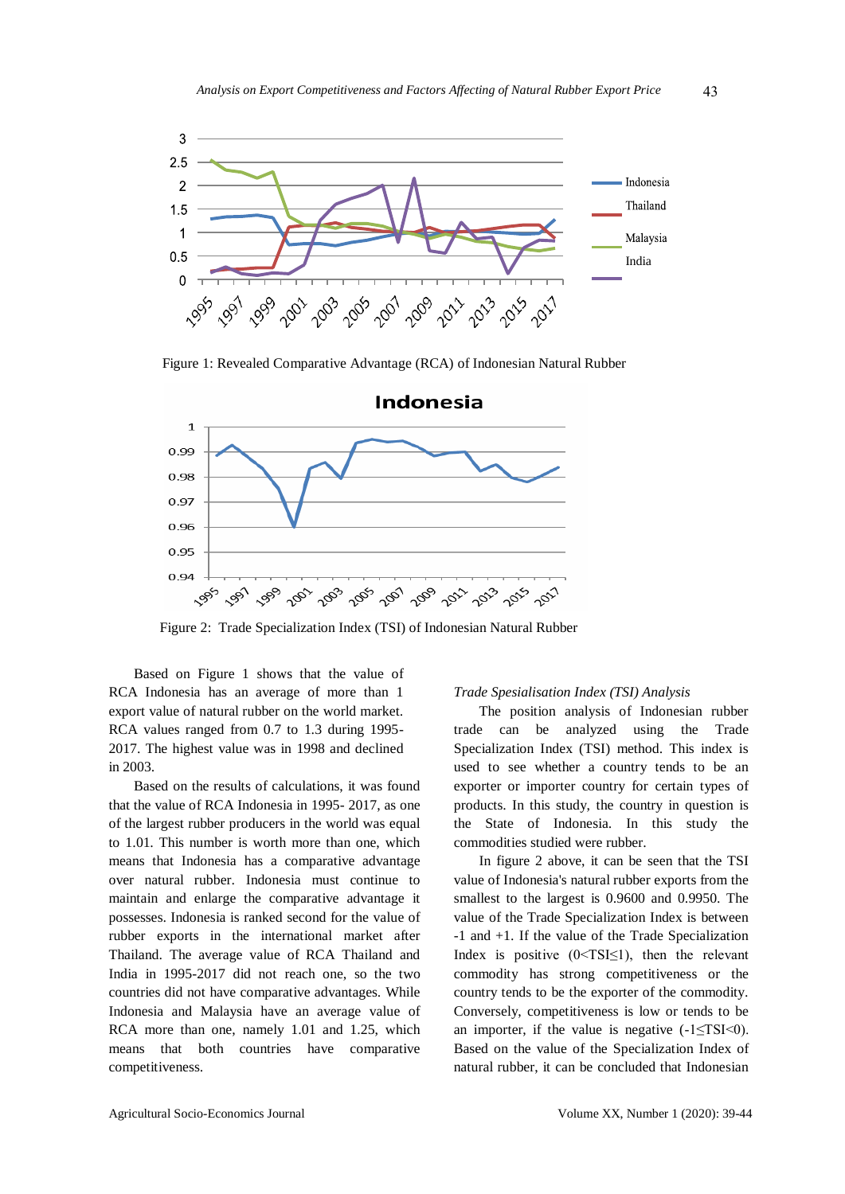Figure 1: Revealed Comparative Advantage (RCA) of Indonesian Natural Rubber

Figure 2: Trade Specialization Index (TSI) of Indonesian Natural Rubber

Based on Figure 1 shows that the value of RCA Indonesia has an average of more than 1 export value of natural rubber on the world market. RCA values ranged from 0.7 to 1.3 during 1995-2017. The highest value was in 1998 and declined in 2003.

Based on the results of calculations, it was found that the value of RCA Indonesia in 1995- 2017, as one of the largest rubber producers in the world was equal to 1.01. This number is worth more than one, which means that Indonesia has a comparative advantage over natural rubber. Indonesia must continue to maintain and enlarge the comparative advantage it possesses. Indonesia is ranked second for the value of rubber exports in the international market after Thailand. The average value of RCA Thailand and India in 1995-2017 did not reach one, so the two countries did not have comparative advantages. While Indonesia and Malaysia have an average value of RCA more than one, namely 1.01 and 1.25, which means that both countries have comparative competitiveness.

*Trade Spesialisation Index (TSI) Analysis*

The position analysis of Indonesian rubber trade can be analyzed using the Trade Specialization Index (TSI) method. This index is used to see whether a country tends to be an exporter or importer country for certain types of products. In this study, the country in question is the State of Indonesia. In this study the commodities studied were rubber.

In figure 2 above, it can be seen that the TSI value of Indonesia's natural rubber exports from the smallest to the largest is 0.9600 and 0.9950. The value of the Trade Specialization Index is between -1 and +1. If the value of the Trade Specialization Index is positive ($0<TSI\leq1$), then the relevant commodity has strong competitiveness or the country tends to be the exporter of the commodity. Conversely, competitiveness is low or tends to be an importer, if the value is negative ($-1\leq TSI<0$). Based on the value of the Specialization Index of natural rubber, it can be concluded that Indonesian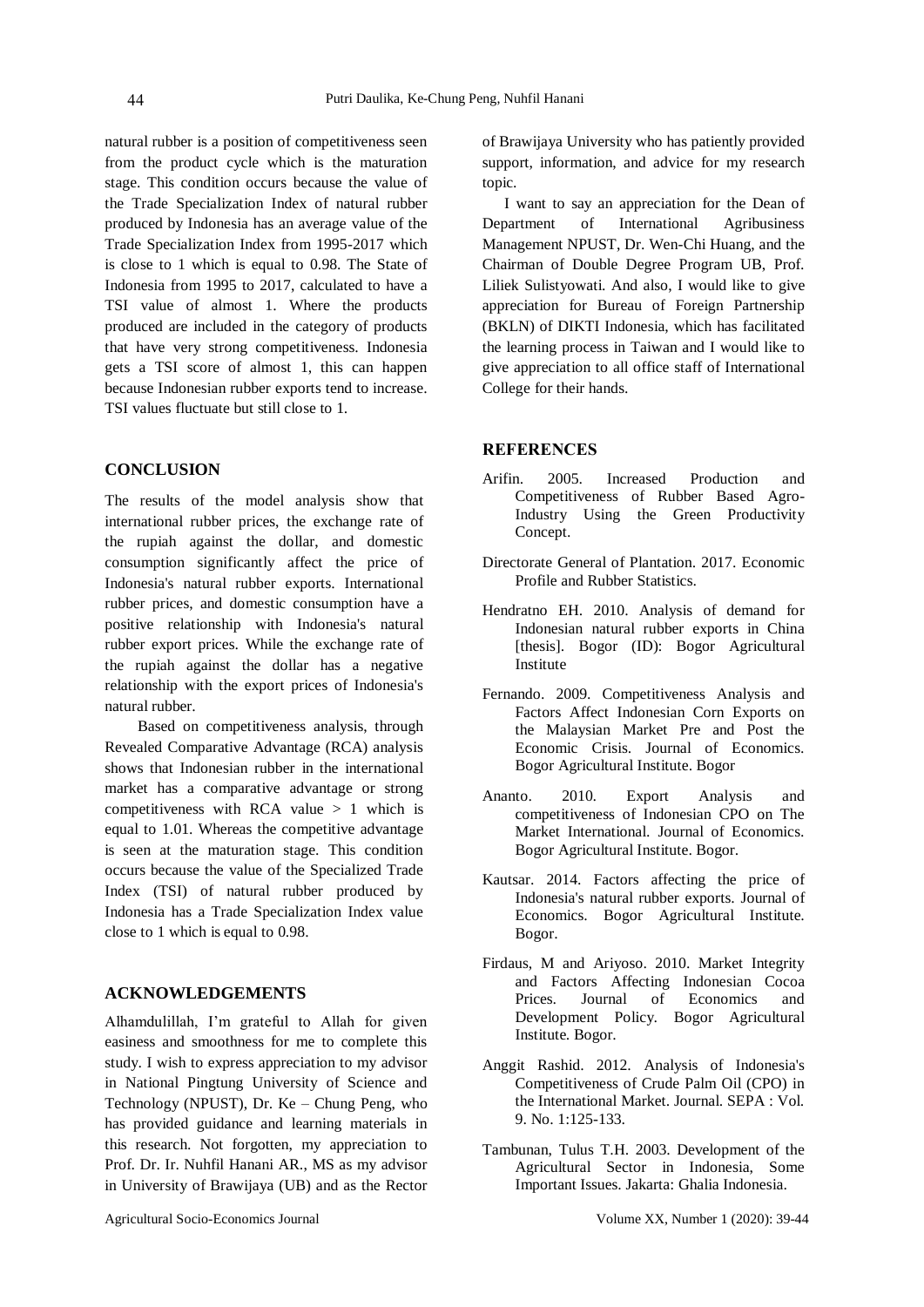natural rubber is a position of competitiveness seen from the product cycle which is the maturation stage. This condition occurs because the value of the Trade Specialization Index of natural rubber produced by Indonesia has an average value of the Trade Specialization Index from 1995-2017 which is close to 1 which is equal to 0.98. The State of Indonesia from 1995 to 2017, calculated to have a TSI value of almost 1. Where the products produced are included in the category of products that have very strong competitiveness. Indonesia gets a TSI score of almost 1, this can happen because Indonesian rubber exports tend to increase. TSI values fluctuate but still close to 1.

## CONCLUSION

The results of the model analysis show that international rubber prices, the exchange rate of the rupiah against the dollar, and domestic consumption significantly affect the price of Indonesia's natural rubber exports. International rubber prices, and domestic consumption have a positive relationship with Indonesia's natural rubber export prices. While the exchange rate of the rupiah against the dollar has a negative relationship with the export prices of Indonesia's natural rubber.

Based on competitiveness analysis, through Revealed Comparative Advantage (RCA) analysis shows that Indonesian rubber in the international market has a comparative advantage or strong competitiveness with RCA value > 1 which is equal to 1.01. Whereas the competitive advantage is seen at the maturation stage. This condition occurs because the value of the Specialized Trade Index (TSI) of natural rubber produced by Indonesia has a Trade Specialization Index value close to 1 which is equal to 0.98.

## ACKNOWLEDGEMENTS

Alhamdulillah, I'm grateful to Allah for given easiness and smoothness for me to complete this study. I wish to express appreciation to my advisor in National Pingtung University of Science and Technology (NPUST), Dr. Ke – Chung Peng, who has provided guidance and learning materials in this research. Not forgotten, my appreciation to Prof. Dr. Ir. Nuhfil Hanani AR., MS as my advisor in University of Brawijaya (UB) and as the Rector of Brawijaya University who has patiently provided support, information, and advice for my research topic.

I want to say an appreciation for the Dean of Department of International Agribusiness Management NPUST, Dr. Wen-Chi Huang, and the Chairman of Double Degree Program UB, Prof. Liliek Sulistyowati. And also, I would like to give appreciation for Bureau of Foreign Partnership (BKLN) of DIKTI Indonesia, which has facilitated the learning process in Taiwan and I would like to give appreciation to all office staff of International College for their hands.

## REFERENCES

Arifin. 2005. Increased Production and Competitiveness of Rubber Based Agro-Industry Using the Green Productivity Concept.

Directorate General of Plantation. 2017. Economic Profile and Rubber Statistics.

Hendratno EH. 2010. Analysis of demand for Indonesian natural rubber exports in China [thesis]. Bogor (ID): Bogor Agricultural Institute

Fernando. 2009. Competitiveness Analysis and Factors Affect Indonesian Corn Exports on the Malaysian Market Pre and Post the Economic Crisis. Journal of Economics. Bogor Agricultural Institute. Bogor

Ananto. 2010. Export Analysis and competitiveness of Indonesian CPO on The Market International. Journal of Economics. Bogor Agricultural Institute. Bogor.

Kautsar. 2014. Factors affecting the price of Indonesia's natural rubber exports. Journal of Economics. Bogor Agricultural Institute. Bogor.

Firdaus, M and Ariyoso. 2010. Market Integrity and Factors Affecting Indonesian Cocoa Prices. Journal of Economics and Development Policy. Bogor Agricultural Institute. Bogor.

Anggit Rashid. 2012. Analysis of Indonesia's Competitiveness of Crude Palm Oil (CPO) in the International Market. Journal. SEPA : Vol. 9. No. 1:125-133.

Tambunan, Tulus T.H. 2003. Development of the Agricultural Sector in Indonesia, Some Important Issues. Jakarta: Ghalia Indonesia.